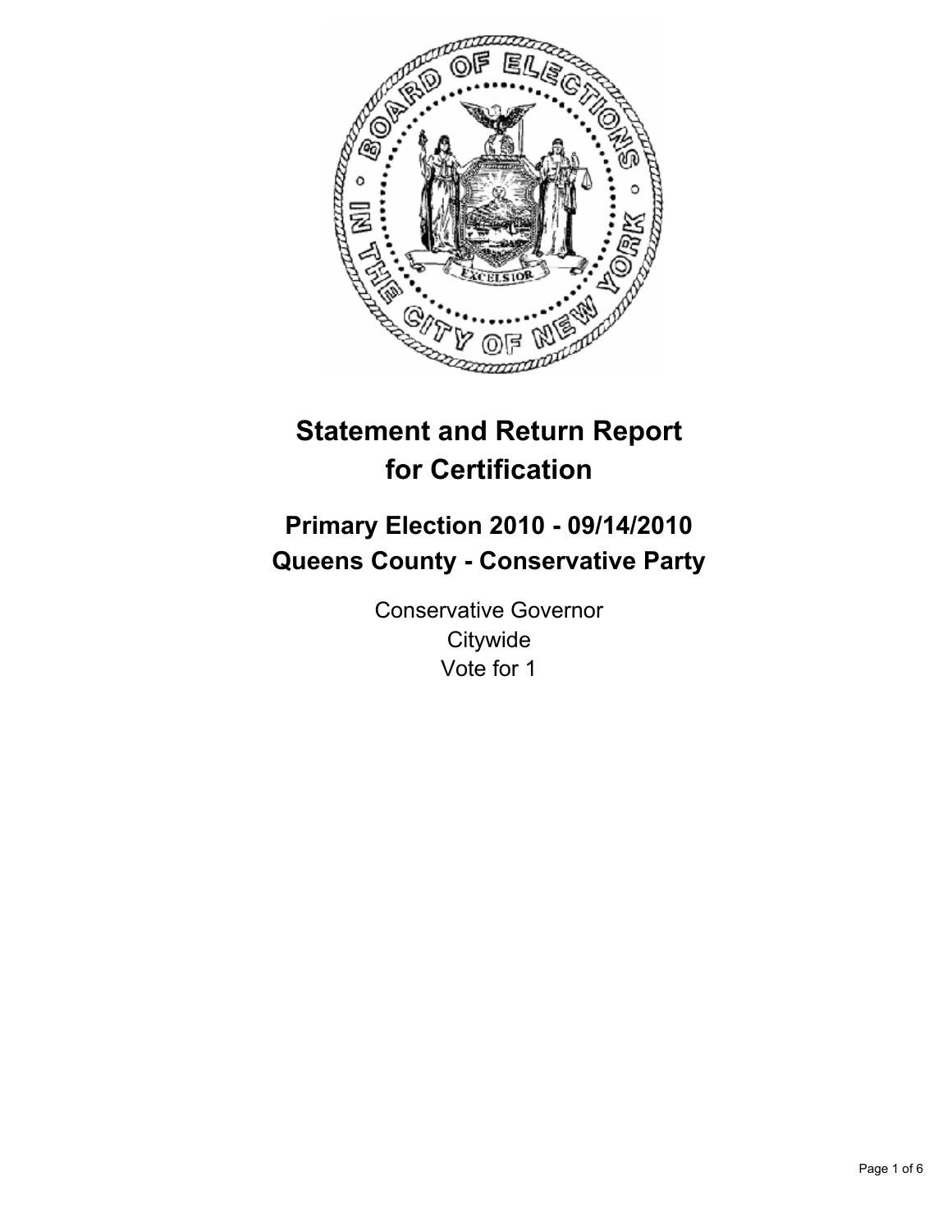# Statement and Return Report for Certification

## Primary Election 2010 - 09/14/2010
## Queens County - Conservative Party

Conservative Governor
Citywide
Vote for 1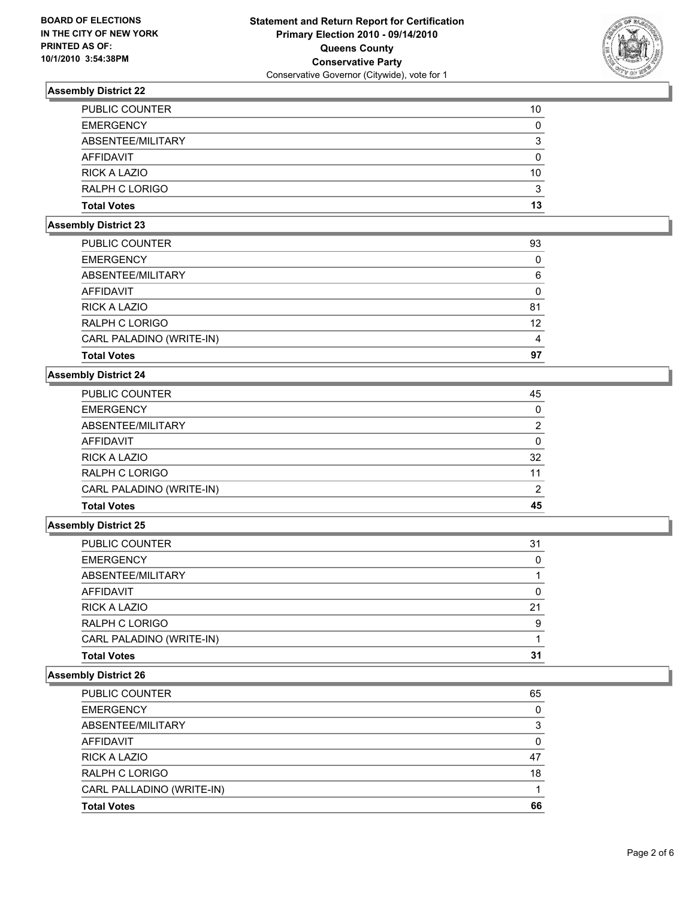**BOARD OF ELECTIONS IN THE CITY OF NEW YORK PRINTED AS OF: 10/1/2010 3:54:38PM**

# Statement and Return Report for Certification
## Primary Election 2010 - 09/14/2010
## Queens County
## Conservative Party
Conservative Governor (Citywide), vote for 1

### Assembly District 22

| | |
|---|---|
| PUBLIC COUNTER | 10 |
| EMERGENCY | 0 |
| ABSENTEE/MILITARY | 3 |
| AFFIDAVIT | 0 |
| RICK A LAZIO | 10 |
| RALPH C LORIGO | 3 |
| **Total Votes** | **13** |

### Assembly District 23

| | |
|---|---|
| PUBLIC COUNTER | 93 |
| EMERGENCY | 0 |
| ABSENTEE/MILITARY | 6 |
| AFFIDAVIT | 0 |
| RICK A LAZIO | 81 |
| RALPH C LORIGO | 12 |
| CARL PALADINO (WRITE-IN) | 4 |
| **Total Votes** | **97** |

### Assembly District 24

| | |
|---|---|
| PUBLIC COUNTER | 45 |
| EMERGENCY | 0 |
| ABSENTEE/MILITARY | 2 |
| AFFIDAVIT | 0 |
| RICK A LAZIO | 32 |
| RALPH C LORIGO | 11 |
| CARL PALADINO (WRITE-IN) | 2 |
| **Total Votes** | **45** |

### Assembly District 25

| | |
|---|---|
| PUBLIC COUNTER | 31 |
| EMERGENCY | 0 |
| ABSENTEE/MILITARY | 1 |
| AFFIDAVIT | 0 |
| RICK A LAZIO | 21 |
| RALPH C LORIGO | 9 |
| CARL PALADINO (WRITE-IN) | 1 |
| **Total Votes** | **31** |

### Assembly District 26

| | |
|---|---|
| PUBLIC COUNTER | 65 |
| EMERGENCY | 0 |
| ABSENTEE/MILITARY | 3 |
| AFFIDAVIT | 0 |
| RICK A LAZIO | 47 |
| RALPH C LORIGO | 18 |
| CARL PALLADINO (WRITE-IN) | 1 |
| **Total Votes** | **66** |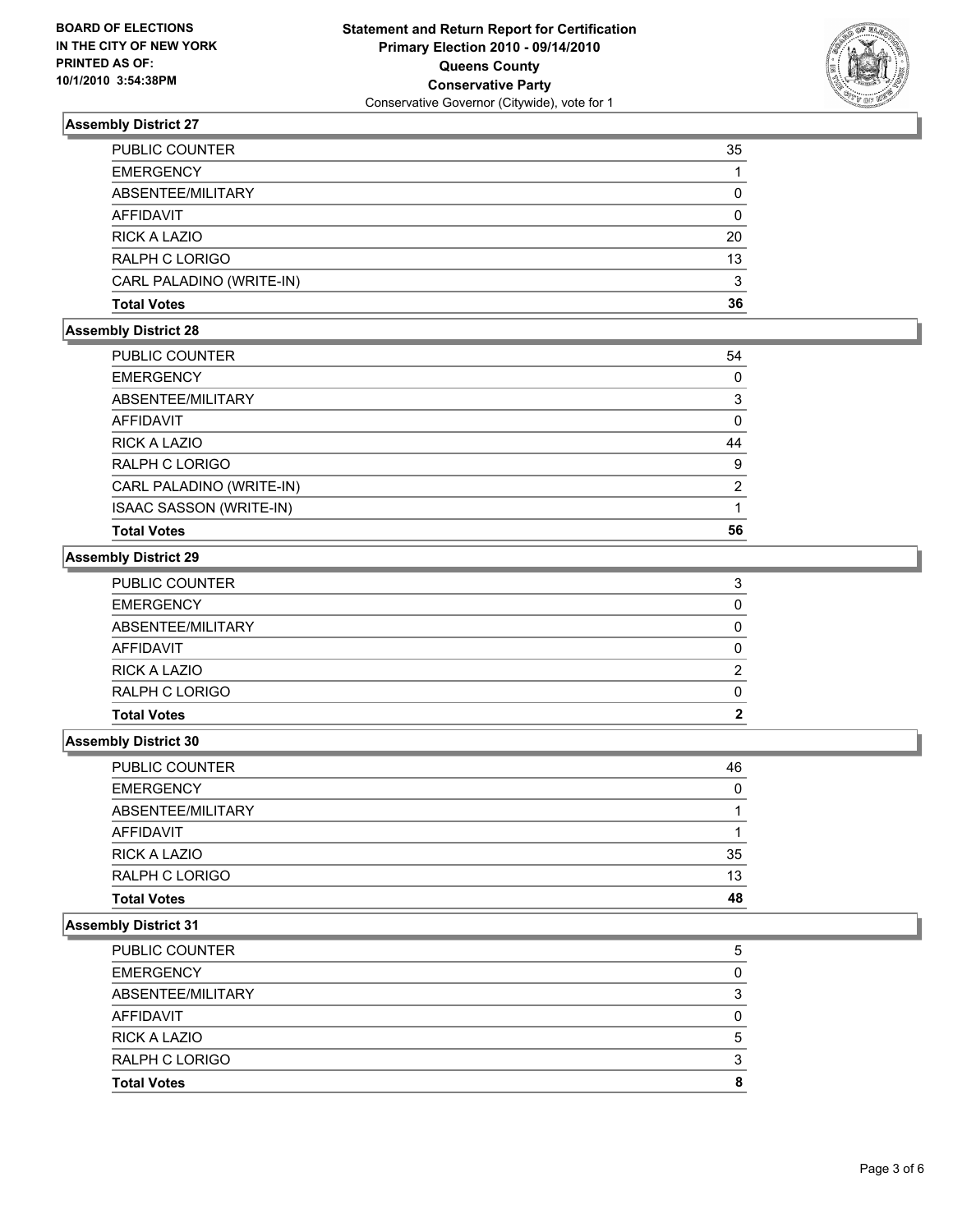**BOARD OF ELECTIONS IN THE CITY OF NEW YORK PRINTED AS OF: 10/1/2010 3:54:38PM**

# Statement and Return Report for Certification
## Primary Election 2010 - 09/14/2010
## Queens County
## Conservative Party
Conservative Governor (Citywide), vote for 1

### Assembly District 27

| | |
|---|---|
| PUBLIC COUNTER | 35 |
| EMERGENCY | 1 |
| ABSENTEE/MILITARY | 0 |
| AFFIDAVIT | 0 |
| RICK A LAZIO | 20 |
| RALPH C LORIGO | 13 |
| CARL PALADINO (WRITE-IN) | 3 |
| **Total Votes** | **36** |

### Assembly District 28

| | |
|---|---|
| PUBLIC COUNTER | 54 |
| EMERGENCY | 0 |
| ABSENTEE/MILITARY | 3 |
| AFFIDAVIT | 0 |
| RICK A LAZIO | 44 |
| RALPH C LORIGO | 9 |
| CARL PALADINO (WRITE-IN) | 2 |
| ISAAC SASSON (WRITE-IN) | 1 |
| **Total Votes** | **56** |

### Assembly District 29

| | |
|---|---|
| PUBLIC COUNTER | 3 |
| EMERGENCY | 0 |
| ABSENTEE/MILITARY | 0 |
| AFFIDAVIT | 0 |
| RICK A LAZIO | 2 |
| RALPH C LORIGO | 0 |
| **Total Votes** | **2** |

### Assembly District 30

| | |
|---|---|
| PUBLIC COUNTER | 46 |
| EMERGENCY | 0 |
| ABSENTEE/MILITARY | 1 |
| AFFIDAVIT | 1 |
| RICK A LAZIO | 35 |
| RALPH C LORIGO | 13 |
| **Total Votes** | **48** |

### Assembly District 31

| | |
|---|---|
| PUBLIC COUNTER | 5 |
| EMERGENCY | 0 |
| ABSENTEE/MILITARY | 3 |
| AFFIDAVIT | 0 |
| RICK A LAZIO | 5 |
| RALPH C LORIGO | 3 |
| **Total Votes** | **8** |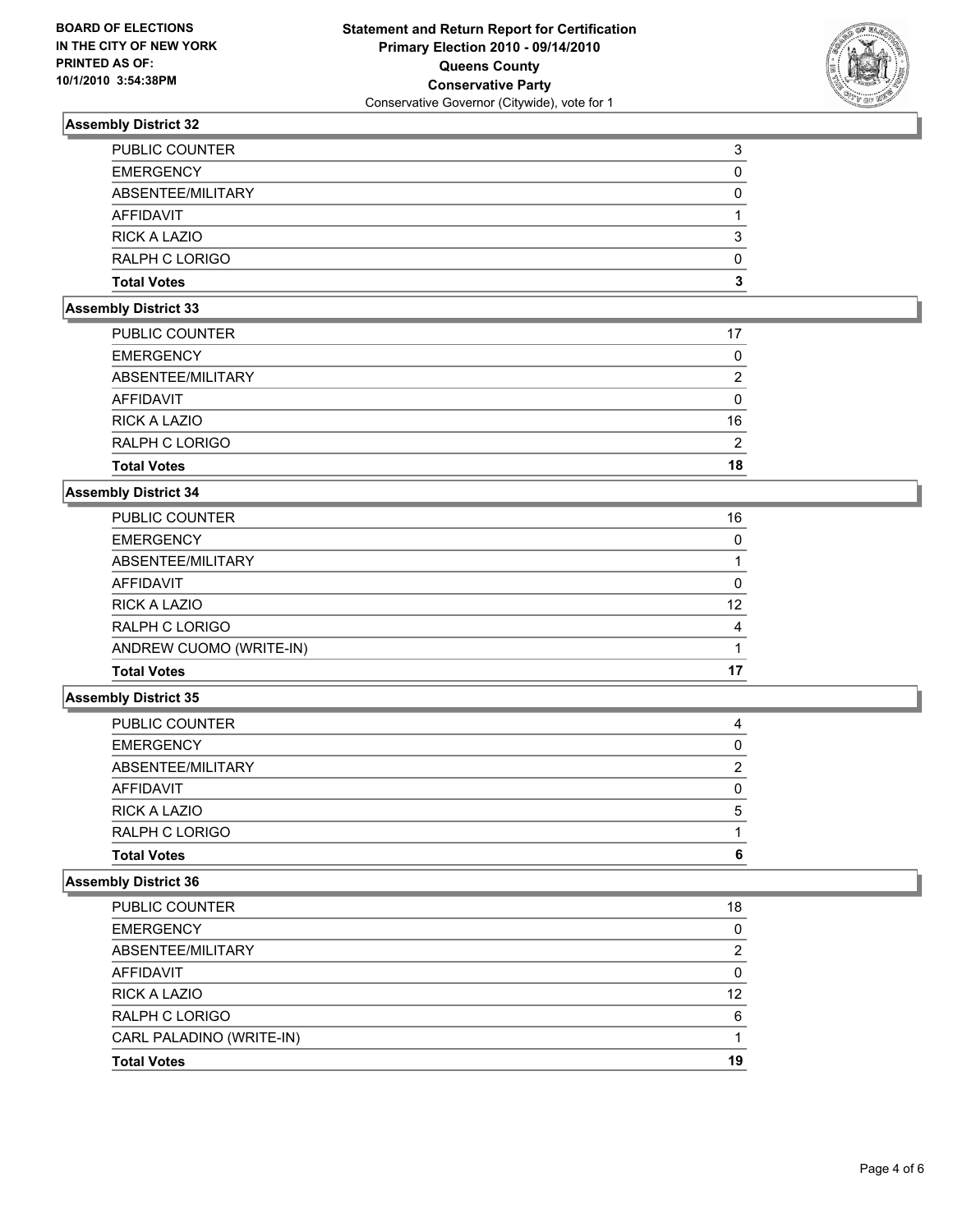BOARD OF ELECTIONS
IN THE CITY OF NEW YORK
PRINTED AS OF:
10/1/2010 3:54:38PM

**Statement and Return Report for Certification**
**Primary Election 2010 - 09/14/2010**
**Queens County**
**Conservative Party**
Conservative Governor (Citywide), vote for 1

### Assembly District 32

| | |
|---|---|
| PUBLIC COUNTER | 3 |
| EMERGENCY | 0 |
| ABSENTEE/MILITARY | 0 |
| AFFIDAVIT | 1 |
| RICK A LAZIO | 3 |
| RALPH C LORIGO | 0 |
| **Total Votes** | **3** |

### Assembly District 33

| | |
|---|---|
| PUBLIC COUNTER | 17 |
| EMERGENCY | 0 |
| ABSENTEE/MILITARY | 2 |
| AFFIDAVIT | 0 |
| RICK A LAZIO | 16 |
| RALPH C LORIGO | 2 |
| **Total Votes** | **18** |

### Assembly District 34

| | |
|---|---|
| PUBLIC COUNTER | 16 |
| EMERGENCY | 0 |
| ABSENTEE/MILITARY | 1 |
| AFFIDAVIT | 0 |
| RICK A LAZIO | 12 |
| RALPH C LORIGO | 4 |
| ANDREW CUOMO (WRITE-IN) | 1 |
| **Total Votes** | **17** |

### Assembly District 35

| | |
|---|---|
| PUBLIC COUNTER | 4 |
| EMERGENCY | 0 |
| ABSENTEE/MILITARY | 2 |
| AFFIDAVIT | 0 |
| RICK A LAZIO | 5 |
| RALPH C LORIGO | 1 |
| **Total Votes** | **6** |

### Assembly District 36

| | |
|---|---|
| PUBLIC COUNTER | 18 |
| EMERGENCY | 0 |
| ABSENTEE/MILITARY | 2 |
| AFFIDAVIT | 0 |
| RICK A LAZIO | 12 |
| RALPH C LORIGO | 6 |
| CARL PALADINO (WRITE-IN) | 1 |
| **Total Votes** | **19** |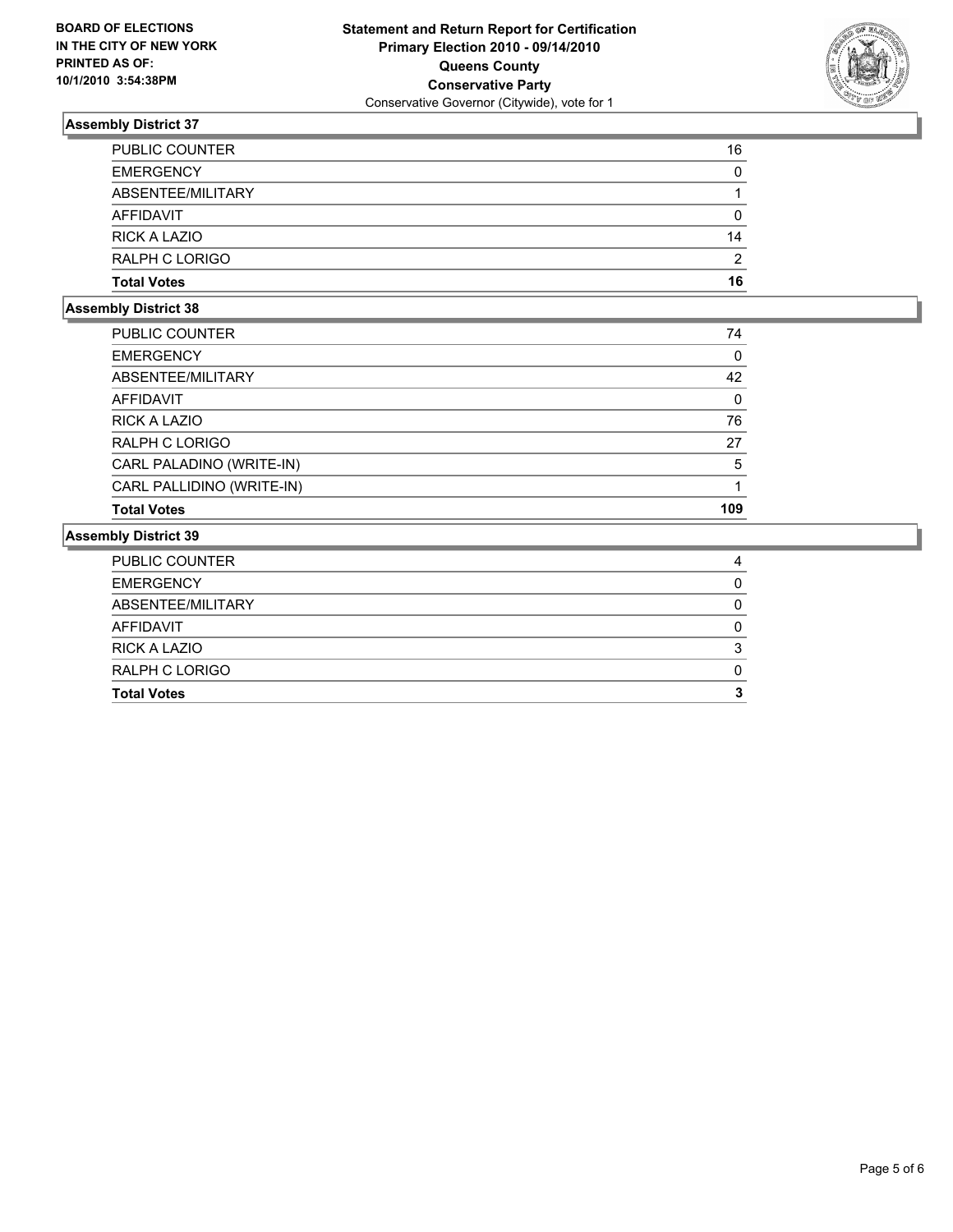**BOARD OF ELECTIONS IN THE CITY OF NEW YORK PRINTED AS OF: 10/1/2010 3:54:38PM**

**Statement and Return Report for Certification**
**Primary Election 2010 - 09/14/2010**
**Queens County**
**Conservative Party**
Conservative Governor (Citywide), vote for 1

### Assembly District 37

| | |
|---|---|
| PUBLIC COUNTER | 16 |
| EMERGENCY | 0 |
| ABSENTEE/MILITARY | 1 |
| AFFIDAVIT | 0 |
| RICK A LAZIO | 14 |
| RALPH C LORIGO | 2 |
| **Total Votes** | **16** |

### Assembly District 38

| | |
|---|---|
| PUBLIC COUNTER | 74 |
| EMERGENCY | 0 |
| ABSENTEE/MILITARY | 42 |
| AFFIDAVIT | 0 |
| RICK A LAZIO | 76 |
| RALPH C LORIGO | 27 |
| CARL PALADINO (WRITE-IN) | 5 |
| CARL PALLIDINO (WRITE-IN) | 1 |
| **Total Votes** | **109** |

### Assembly District 39

| | |
|---|---|
| PUBLIC COUNTER | 4 |
| EMERGENCY | 0 |
| ABSENTEE/MILITARY | 0 |
| AFFIDAVIT | 0 |
| RICK A LAZIO | 3 |
| RALPH C LORIGO | 0 |
| **Total Votes** | **3** |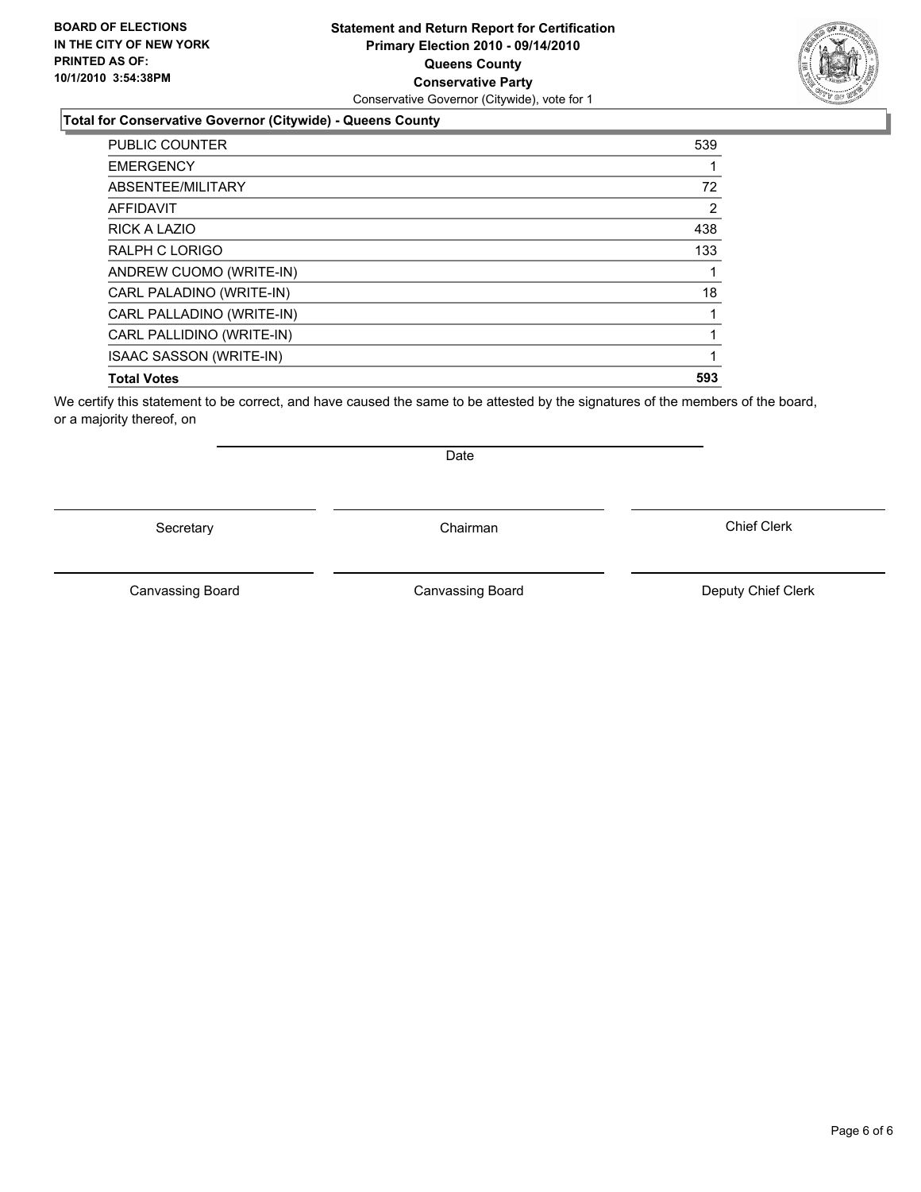**BOARD OF ELECTIONS IN THE CITY OF NEW YORK PRINTED AS OF: 10/1/2010 3:54:38PM**

**Statement and Return Report for Certification**
**Primary Election 2010 - 09/14/2010**
**Queens County**
**Conservative Party**
Conservative Governor (Citywide), vote for 1

### Total for Conservative Governor (Citywide) - Queens County

| | |
|---|---|
| PUBLIC COUNTER | 539 |
| EMERGENCY | 1 |
| ABSENTEE/MILITARY | 72 |
| AFFIDAVIT | 2 |
| RICK A LAZIO | 438 |
| RALPH C LORIGO | 133 |
| ANDREW CUOMO (WRITE-IN) | 1 |
| CARL PALADINO (WRITE-IN) | 18 |
| CARL PALLADINO (WRITE-IN) | 1 |
| CARL PALLIDINO (WRITE-IN) | 1 |
| ISAAC SASSON (WRITE-IN) | 1 |
| **Total Votes** | **593** |

We certify this statement to be correct, and have caused the same to be attested by the signatures of the members of the board, or a majority thereof, on

Date

Secretary | Chairman | Chief Clerk

Canvassing Board | Canvassing Board | Deputy Chief Clerk